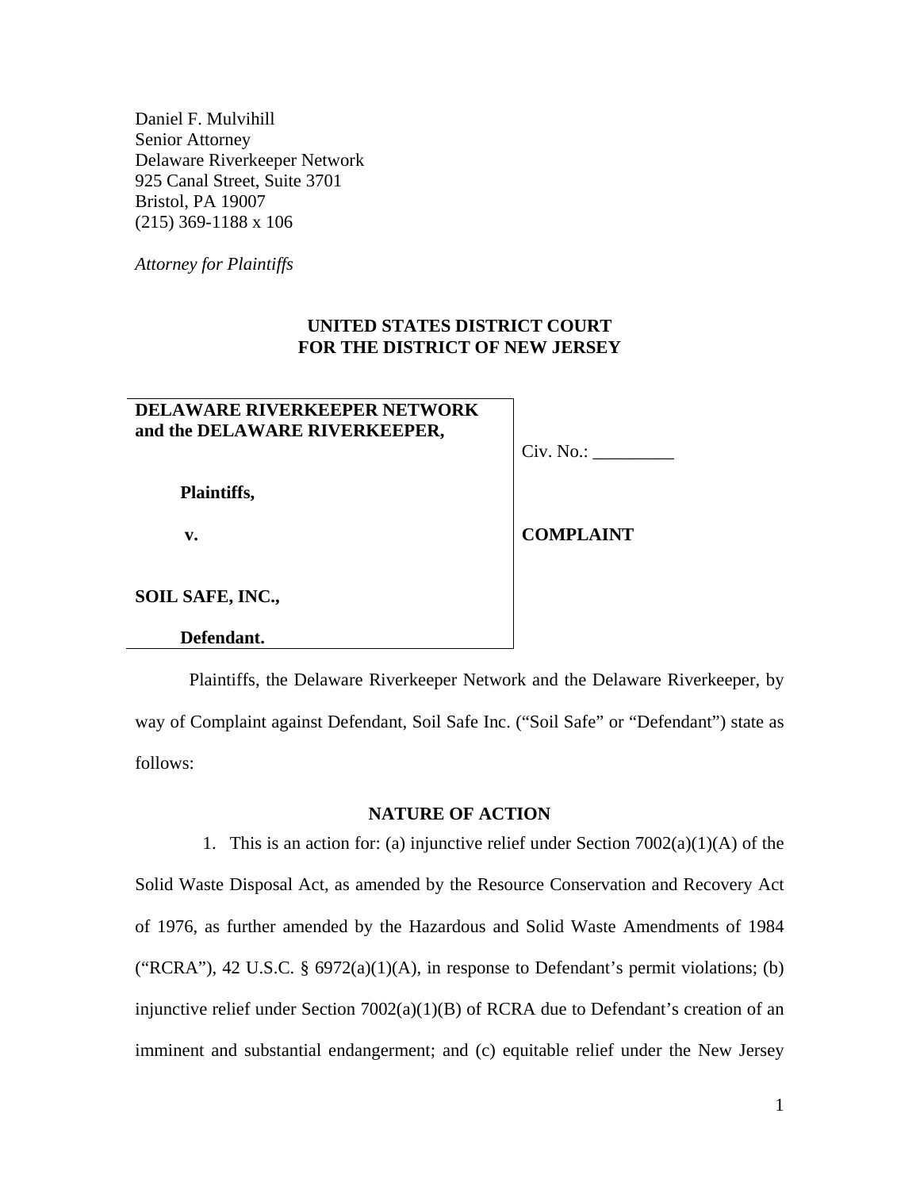Daniel F. Mulvihill
Senior Attorney
Delaware Riverkeeper Network
925 Canal Street, Suite 3701
Bristol, PA 19007
(215) 369-1188 x 106

*Attorney for Plaintiffs*

**UNITED STATES DISTRICT COURT**
**FOR THE DISTRICT OF NEW JERSEY**

| | |
|---|---|
| **DELAWARE RIVERKEEPER NETWORK and the DELAWARE RIVERKEEPER,** | Civ. No.: _________ |
| **Plaintiffs,** | |
| **v.** | **COMPLAINT** |
| **SOIL SAFE, INC.,** | |
| **Defendant.** | |

Plaintiffs, the Delaware Riverkeeper Network and the Delaware Riverkeeper, by way of Complaint against Defendant, Soil Safe Inc. ("Soil Safe" or "Defendant") state as follows:

## NATURE OF ACTION

1. This is an action for: (a) injunctive relief under Section 7002(a)(1)(A) of the Solid Waste Disposal Act, as amended by the Resource Conservation and Recovery Act of 1976, as further amended by the Hazardous and Solid Waste Amendments of 1984 ("RCRA"), 42 U.S.C. § 6972(a)(1)(A), in response to Defendant's permit violations; (b) injunctive relief under Section 7002(a)(1)(B) of RCRA due to Defendant's creation of an imminent and substantial endangerment; and (c) equitable relief under the New Jersey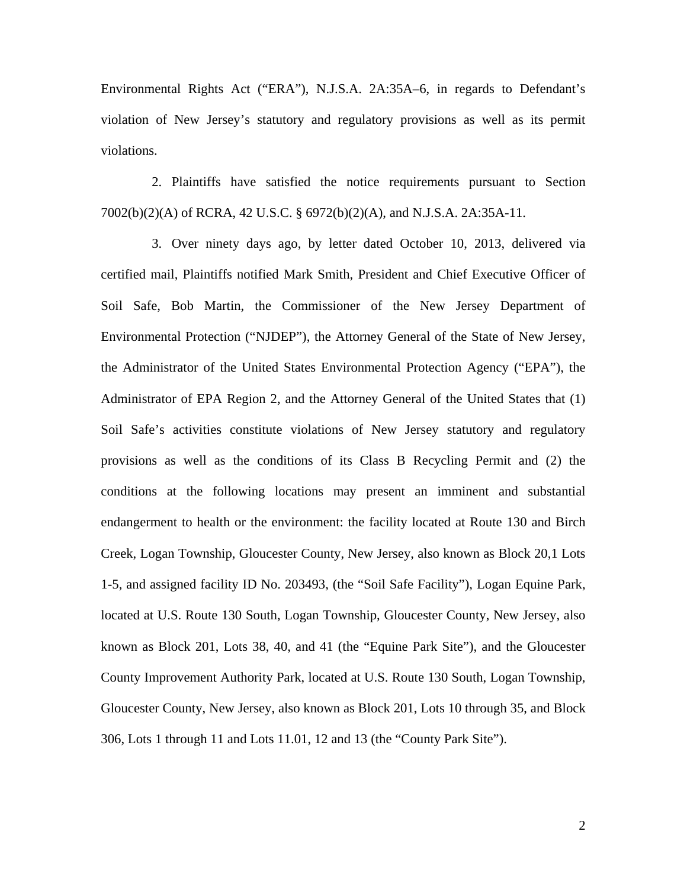Environmental Rights Act ("ERA"), N.J.S.A. 2A:35A–6, in regards to Defendant's violation of New Jersey's statutory and regulatory provisions as well as its permit violations.

2. Plaintiffs have satisfied the notice requirements pursuant to Section 7002(b)(2)(A) of RCRA, 42 U.S.C. § 6972(b)(2)(A), and N.J.S.A. 2A:35A-11.

3. Over ninety days ago, by letter dated October 10, 2013, delivered via certified mail, Plaintiffs notified Mark Smith, President and Chief Executive Officer of Soil Safe, Bob Martin, the Commissioner of the New Jersey Department of Environmental Protection ("NJDEP"), the Attorney General of the State of New Jersey, the Administrator of the United States Environmental Protection Agency ("EPA"), the Administrator of EPA Region 2, and the Attorney General of the United States that (1) Soil Safe's activities constitute violations of New Jersey statutory and regulatory provisions as well as the conditions of its Class B Recycling Permit and (2) the conditions at the following locations may present an imminent and substantial endangerment to health or the environment: the facility located at Route 130 and Birch Creek, Logan Township, Gloucester County, New Jersey, also known as Block 20,[1] Lots 1-5, and assigned facility ID No. 203493, (the "Soil Safe Facility"), Logan Equine Park, located at U.S. Route 130 South, Logan Township, Gloucester County, New Jersey, also known as Block 201, Lots 38, 40, and 41 (the "Equine Park Site"), and the Gloucester County Improvement Authority Park, located at U.S. Route 130 South, Logan Township, Gloucester County, New Jersey, also known as Block 201, Lots 10 through 35, and Block 306, Lots 1 through 11 and Lots 11.01, 12 and 13 (the "County Park Site").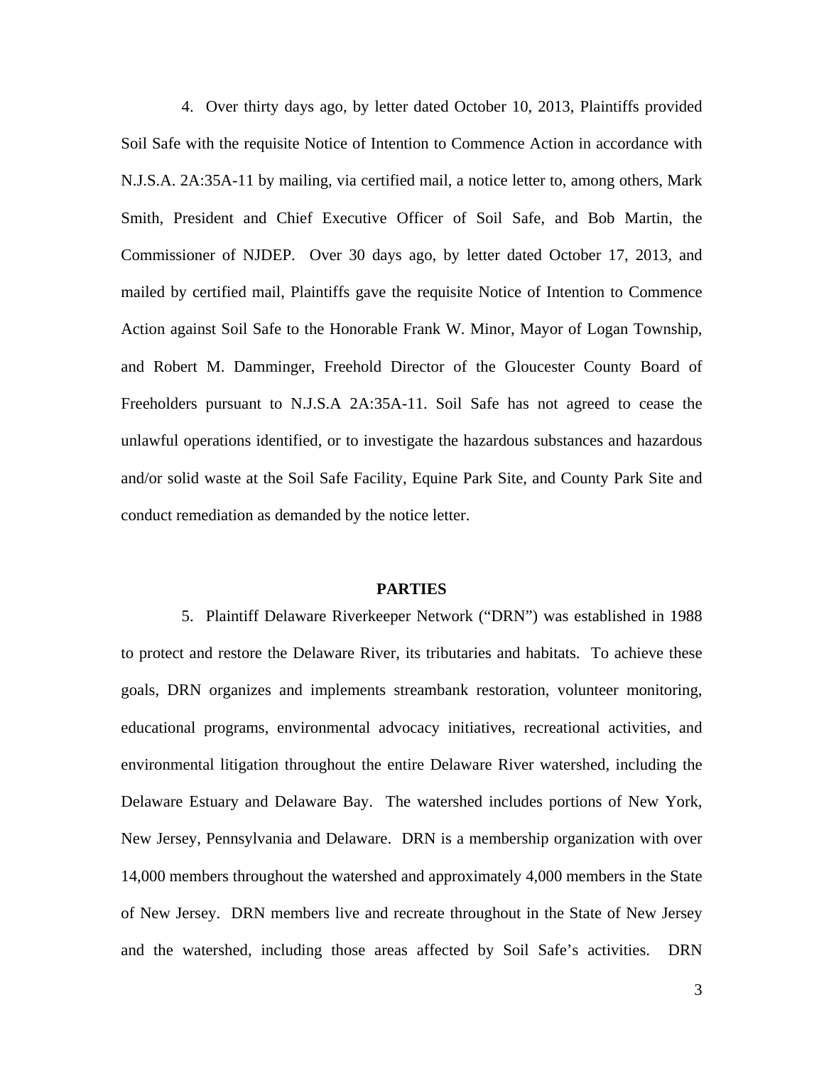4. Over thirty days ago, by letter dated October 10, 2013, Plaintiffs provided Soil Safe with the requisite Notice of Intention to Commence Action in accordance with N.J.S.A. 2A:35A-11 by mailing, via certified mail, a notice letter to, among others, Mark Smith, President and Chief Executive Officer of Soil Safe, and Bob Martin, the Commissioner of NJDEP. Over 30 days ago, by letter dated October 17, 2013, and mailed by certified mail, Plaintiffs gave the requisite Notice of Intention to Commence Action against Soil Safe to the Honorable Frank W. Minor, Mayor of Logan Township, and Robert M. Damminger, Freehold Director of the Gloucester County Board of Freeholders pursuant to N.J.S.A 2A:35A-11. Soil Safe has not agreed to cease the unlawful operations identified, or to investigate the hazardous substances and hazardous and/or solid waste at the Soil Safe Facility, Equine Park Site, and County Park Site and conduct remediation as demanded by the notice letter.

## PARTIES

5. Plaintiff Delaware Riverkeeper Network ("DRN") was established in 1988 to protect and restore the Delaware River, its tributaries and habitats. To achieve these goals, DRN organizes and implements streambank restoration, volunteer monitoring, educational programs, environmental advocacy initiatives, recreational activities, and environmental litigation throughout the entire Delaware River watershed, including the Delaware Estuary and Delaware Bay. The watershed includes portions of New York, New Jersey, Pennsylvania and Delaware. DRN is a membership organization with over 14,000 members throughout the watershed and approximately 4,000 members in the State of New Jersey. DRN members live and recreate throughout in the State of New Jersey and the watershed, including those areas affected by Soil Safe's activities. DRN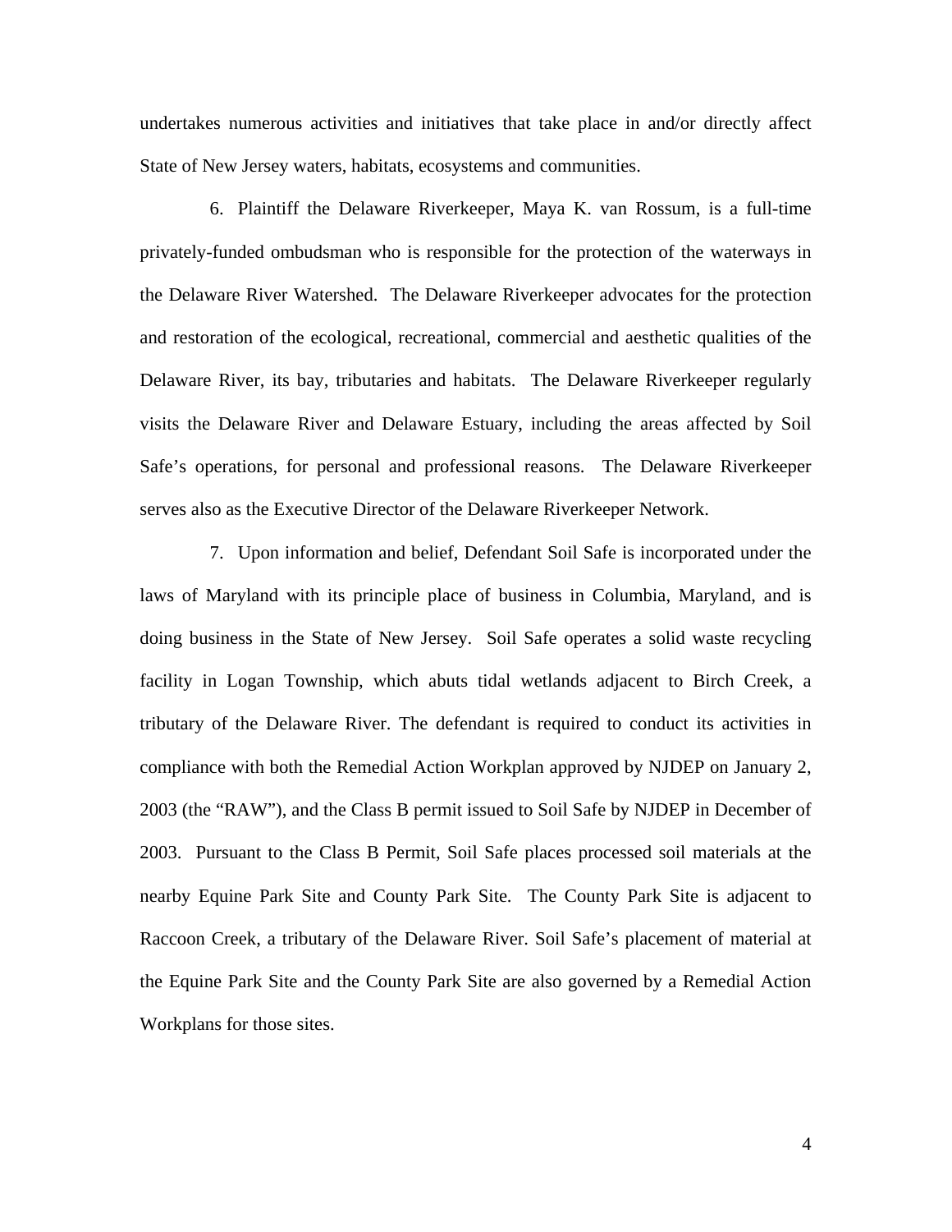undertakes numerous activities and initiatives that take place in and/or directly affect State of New Jersey waters, habitats, ecosystems and communities.

6. Plaintiff the Delaware Riverkeeper, Maya K. van Rossum, is a full-time privately-funded ombudsman who is responsible for the protection of the waterways in the Delaware River Watershed. The Delaware Riverkeeper advocates for the protection and restoration of the ecological, recreational, commercial and aesthetic qualities of the Delaware River, its bay, tributaries and habitats. The Delaware Riverkeeper regularly visits the Delaware River and Delaware Estuary, including the areas affected by Soil Safe's operations, for personal and professional reasons. The Delaware Riverkeeper serves also as the Executive Director of the Delaware Riverkeeper Network.

7. Upon information and belief, Defendant Soil Safe is incorporated under the laws of Maryland with its principle place of business in Columbia, Maryland, and is doing business in the State of New Jersey. Soil Safe operates a solid waste recycling facility in Logan Township, which abuts tidal wetlands adjacent to Birch Creek, a tributary of the Delaware River. The defendant is required to conduct its activities in compliance with both the Remedial Action Workplan approved by NJDEP on January 2, 2003 (the "RAW"), and the Class B permit issued to Soil Safe by NJDEP in December of 2003. Pursuant to the Class B Permit, Soil Safe places processed soil materials at the nearby Equine Park Site and County Park Site. The County Park Site is adjacent to Raccoon Creek, a tributary of the Delaware River. Soil Safe's placement of material at the Equine Park Site and the County Park Site are also governed by a Remedial Action Workplans for those sites.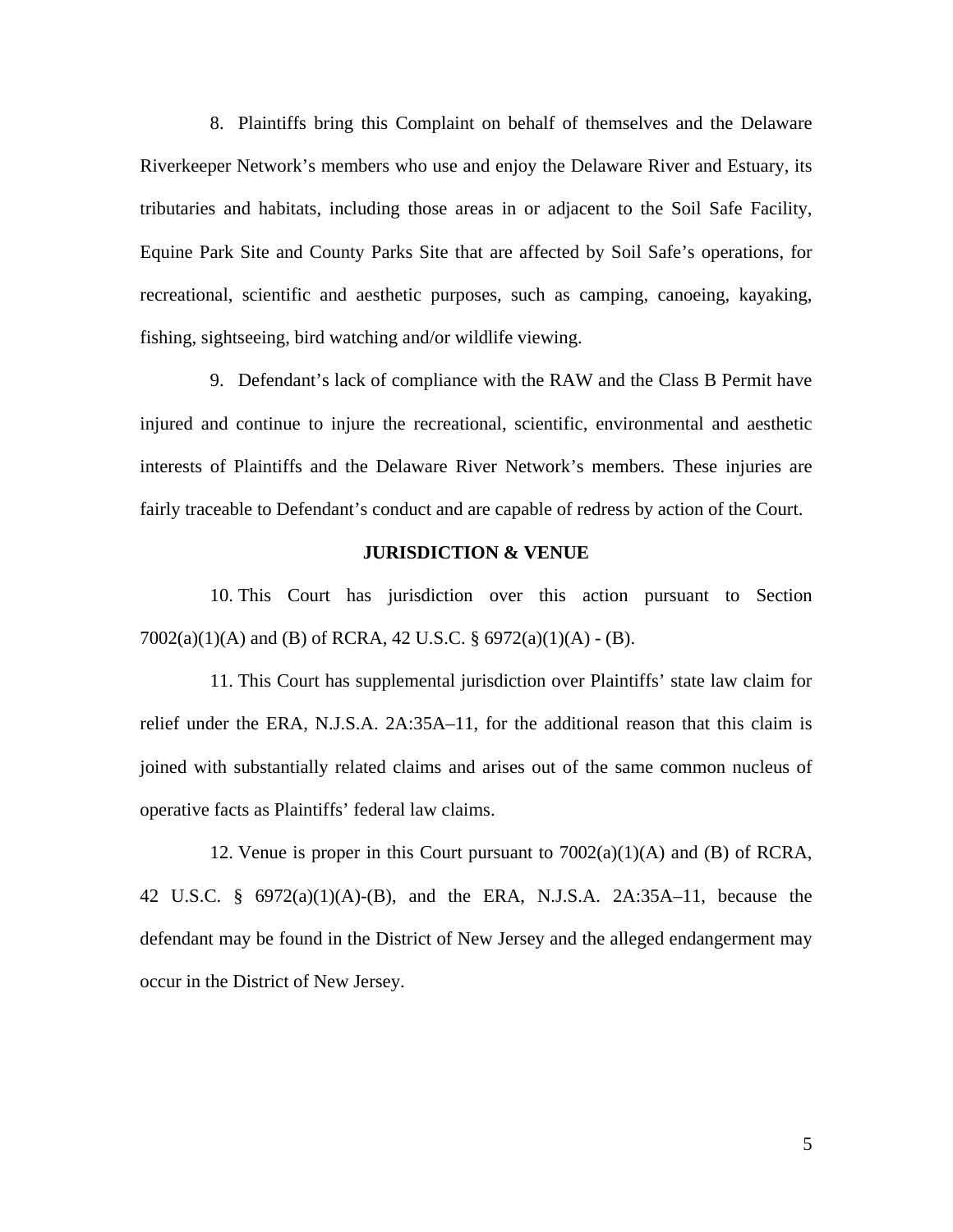8. Plaintiffs bring this Complaint on behalf of themselves and the Delaware Riverkeeper Network's members who use and enjoy the Delaware River and Estuary, its tributaries and habitats, including those areas in or adjacent to the Soil Safe Facility, Equine Park Site and County Parks Site that are affected by Soil Safe's operations, for recreational, scientific and aesthetic purposes, such as camping, canoeing, kayaking, fishing, sightseeing, bird watching and/or wildlife viewing.

9. Defendant's lack of compliance with the RAW and the Class B Permit have injured and continue to injure the recreational, scientific, environmental and aesthetic interests of Plaintiffs and the Delaware River Network's members. These injuries are fairly traceable to Defendant's conduct and are capable of redress by action of the Court.

**JURISDICTION & VENUE**

10. This Court has jurisdiction over this action pursuant to Section 7002(a)(1)(A) and (B) of RCRA, 42 U.S.C. § 6972(a)(1)(A) - (B).

11. This Court has supplemental jurisdiction over Plaintiffs' state law claim for relief under the ERA, N.J.S.A. 2A:35A–11, for the additional reason that this claim is joined with substantially related claims and arises out of the same common nucleus of operative facts as Plaintiffs' federal law claims.

12. Venue is proper in this Court pursuant to 7002(a)(1)(A) and (B) of RCRA, 42 U.S.C. § 6972(a)(1)(A)-(B), and the ERA, N.J.S.A. 2A:35A–11, because the defendant may be found in the District of New Jersey and the alleged endangerment may occur in the District of New Jersey.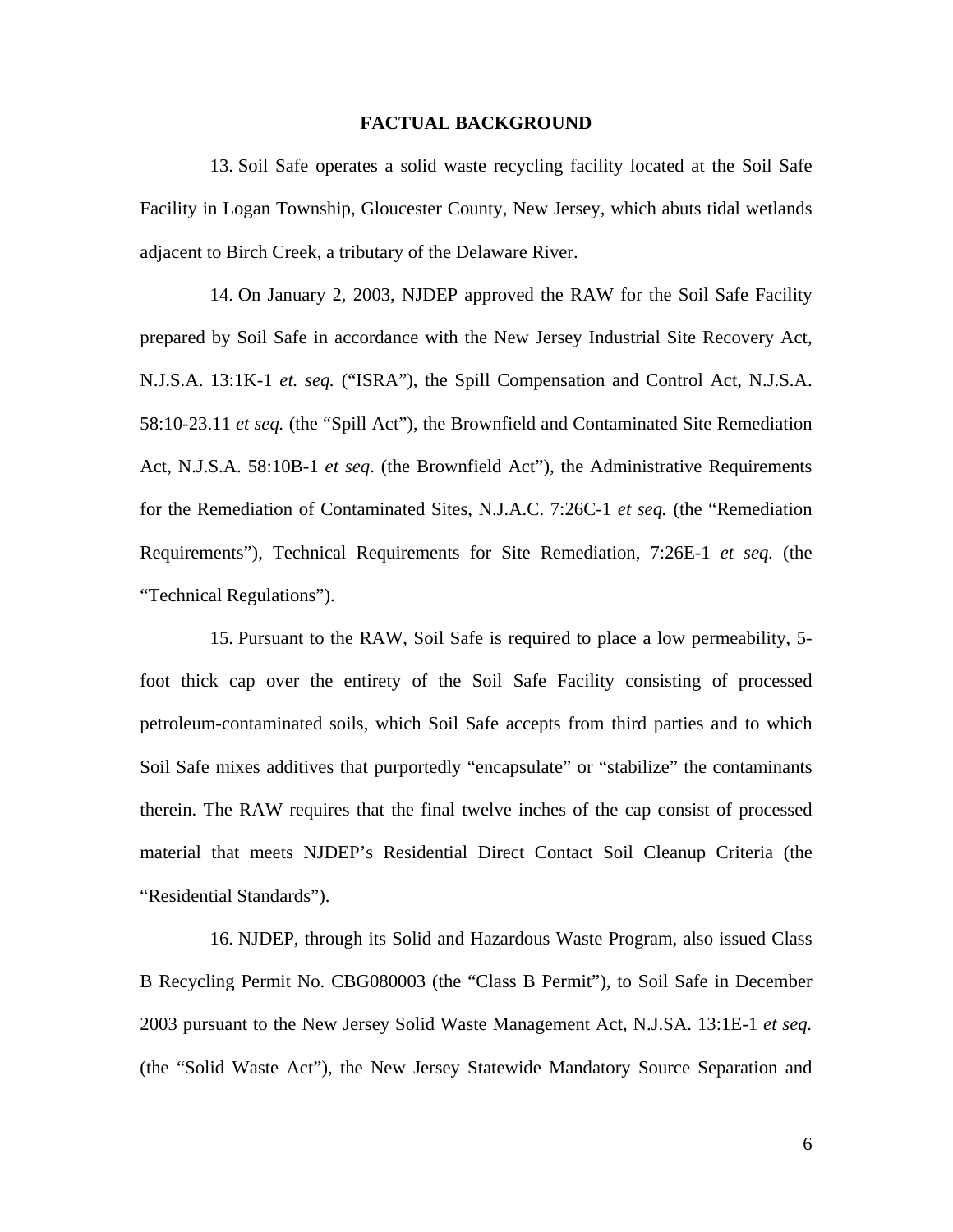**FACTUAL BACKGROUND**

13. Soil Safe operates a solid waste recycling facility located at the Soil Safe Facility in Logan Township, Gloucester County, New Jersey, which abuts tidal wetlands adjacent to Birch Creek, a tributary of the Delaware River.

14. On January 2, 2003, NJDEP approved the RAW for the Soil Safe Facility prepared by Soil Safe in accordance with the New Jersey Industrial Site Recovery Act, N.J.S.A. 13:1K-1 *et. seq.* ("ISRA"), the Spill Compensation and Control Act, N.J.S.A. 58:10-23.11 *et seq.* (the "Spill Act"), the Brownfield and Contaminated Site Remediation Act, N.J.S.A. 58:10B-1 *et seq*. (the Brownfield Act"), the Administrative Requirements for the Remediation of Contaminated Sites, N.J.A.C. 7:26C-1 *et seq.* (the "Remediation Requirements"), Technical Requirements for Site Remediation, 7:26E-1 *et seq.* (the "Technical Regulations").

15. Pursuant to the RAW, Soil Safe is required to place a low permeability, 5-foot thick cap over the entirety of the Soil Safe Facility consisting of processed petroleum-contaminated soils, which Soil Safe accepts from third parties and to which Soil Safe mixes additives that purportedly "encapsulate" or "stabilize" the contaminants therein. The RAW requires that the final twelve inches of the cap consist of processed material that meets NJDEP's Residential Direct Contact Soil Cleanup Criteria (the "Residential Standards").

16. NJDEP, through its Solid and Hazardous Waste Program, also issued Class B Recycling Permit No. CBG080003 (the "Class B Permit"), to Soil Safe in December 2003 pursuant to the New Jersey Solid Waste Management Act, N.J.SA. 13:1E-1 *et seq.* (the "Solid Waste Act"), the New Jersey Statewide Mandatory Source Separation and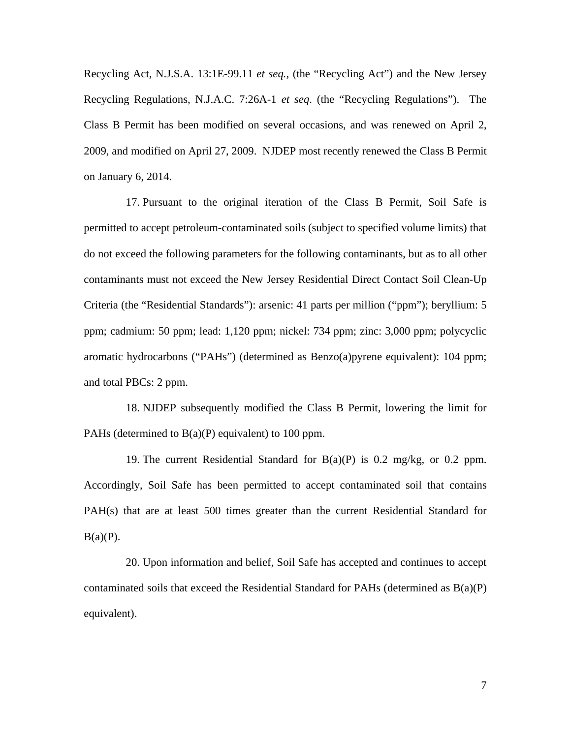Recycling Act, N.J.S.A. 13:1E-99.11 *et seq.*, (the "Recycling Act") and the New Jersey Recycling Regulations, N.J.A.C. 7:26A-1 *et seq.* (the "Recycling Regulations"). The Class B Permit has been modified on several occasions, and was renewed on April 2, 2009, and modified on April 27, 2009. NJDEP most recently renewed the Class B Permit on January 6, 2014.

17. Pursuant to the original iteration of the Class B Permit, Soil Safe is permitted to accept petroleum-contaminated soils (subject to specified volume limits) that do not exceed the following parameters for the following contaminants, but as to all other contaminants must not exceed the New Jersey Residential Direct Contact Soil Clean-Up Criteria (the "Residential Standards"): arsenic: 41 parts per million ("ppm"); beryllium: 5 ppm; cadmium: 50 ppm; lead: 1,120 ppm; nickel: 734 ppm; zinc: 3,000 ppm; polycyclic aromatic hydrocarbons ("PAHs") (determined as Benzo(a)pyrene equivalent): 104 ppm; and total PBCs: 2 ppm.

18. NJDEP subsequently modified the Class B Permit, lowering the limit for PAHs (determined to B(a)(P) equivalent) to 100 ppm.

19. The current Residential Standard for B(a)(P) is 0.2 mg/kg, or 0.2 ppm. Accordingly, Soil Safe has been permitted to accept contaminated soil that contains PAH(s) that are at least 500 times greater than the current Residential Standard for B(a)(P).

20. Upon information and belief, Soil Safe has accepted and continues to accept contaminated soils that exceed the Residential Standard for PAHs (determined as B(a)(P) equivalent).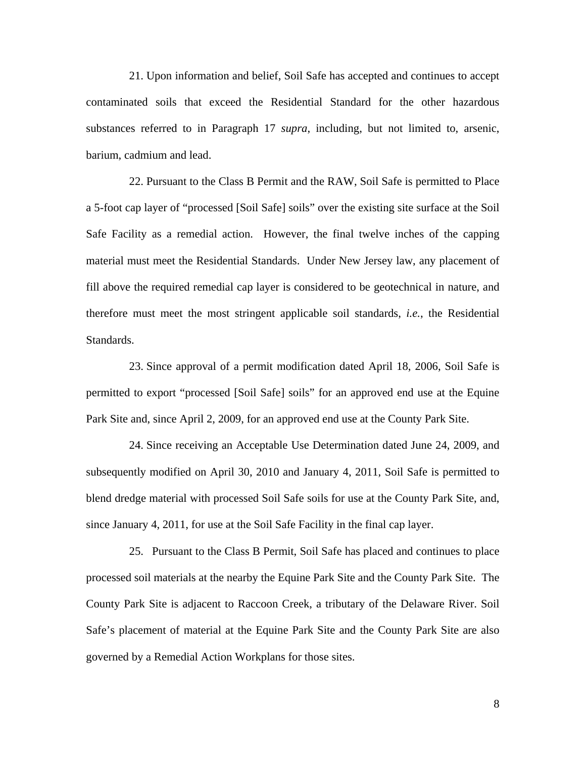21. Upon information and belief, Soil Safe has accepted and continues to accept contaminated soils that exceed the Residential Standard for the other hazardous substances referred to in Paragraph 17 *supra*, including, but not limited to, arsenic, barium, cadmium and lead.

22. Pursuant to the Class B Permit and the RAW, Soil Safe is permitted to Place a 5-foot cap layer of "processed [Soil Safe] soils" over the existing site surface at the Soil Safe Facility as a remedial action. However, the final twelve inches of the capping material must meet the Residential Standards. Under New Jersey law, any placement of fill above the required remedial cap layer is considered to be geotechnical in nature, and therefore must meet the most stringent applicable soil standards, *i.e.*, the Residential Standards.

23. Since approval of a permit modification dated April 18, 2006, Soil Safe is permitted to export "processed [Soil Safe] soils" for an approved end use at the Equine Park Site and, since April 2, 2009, for an approved end use at the County Park Site.

24. Since receiving an Acceptable Use Determination dated June 24, 2009, and subsequently modified on April 30, 2010 and January 4, 2011, Soil Safe is permitted to blend dredge material with processed Soil Safe soils for use at the County Park Site, and, since January 4, 2011, for use at the Soil Safe Facility in the final cap layer.

25. Pursuant to the Class B Permit, Soil Safe has placed and continues to place processed soil materials at the nearby the Equine Park Site and the County Park Site. The County Park Site is adjacent to Raccoon Creek, a tributary of the Delaware River. Soil Safe's placement of material at the Equine Park Site and the County Park Site are also governed by a Remedial Action Workplans for those sites.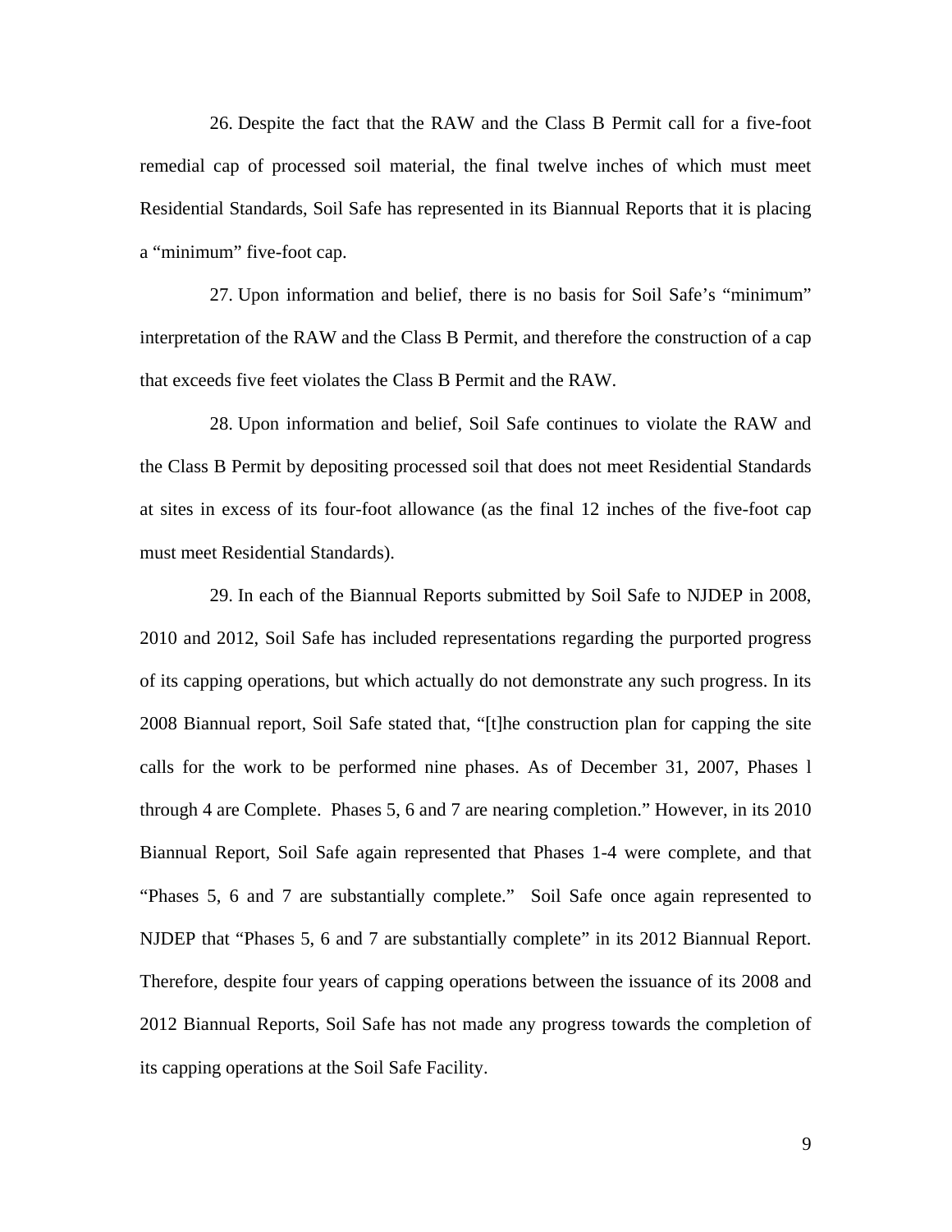26. Despite the fact that the RAW and the Class B Permit call for a five-foot remedial cap of processed soil material, the final twelve inches of which must meet Residential Standards, Soil Safe has represented in its Biannual Reports that it is placing a "minimum" five-foot cap.

27. Upon information and belief, there is no basis for Soil Safe's "minimum" interpretation of the RAW and the Class B Permit, and therefore the construction of a cap that exceeds five feet violates the Class B Permit and the RAW.

28. Upon information and belief, Soil Safe continues to violate the RAW and the Class B Permit by depositing processed soil that does not meet Residential Standards at sites in excess of its four-foot allowance (as the final 12 inches of the five-foot cap must meet Residential Standards).

29. In each of the Biannual Reports submitted by Soil Safe to NJDEP in 2008, 2010 and 2012, Soil Safe has included representations regarding the purported progress of its capping operations, but which actually do not demonstrate any such progress. In its 2008 Biannual report, Soil Safe stated that, "[t]he construction plan for capping the site calls for the work to be performed nine phases. As of December 31, 2007, Phases l through 4 are Complete. Phases 5, 6 and 7 are nearing completion." However, in its 2010 Biannual Report, Soil Safe again represented that Phases 1-4 were complete, and that "Phases 5, 6 and 7 are substantially complete." Soil Safe once again represented to NJDEP that "Phases 5, 6 and 7 are substantially complete" in its 2012 Biannual Report. Therefore, despite four years of capping operations between the issuance of its 2008 and 2012 Biannual Reports, Soil Safe has not made any progress towards the completion of its capping operations at the Soil Safe Facility.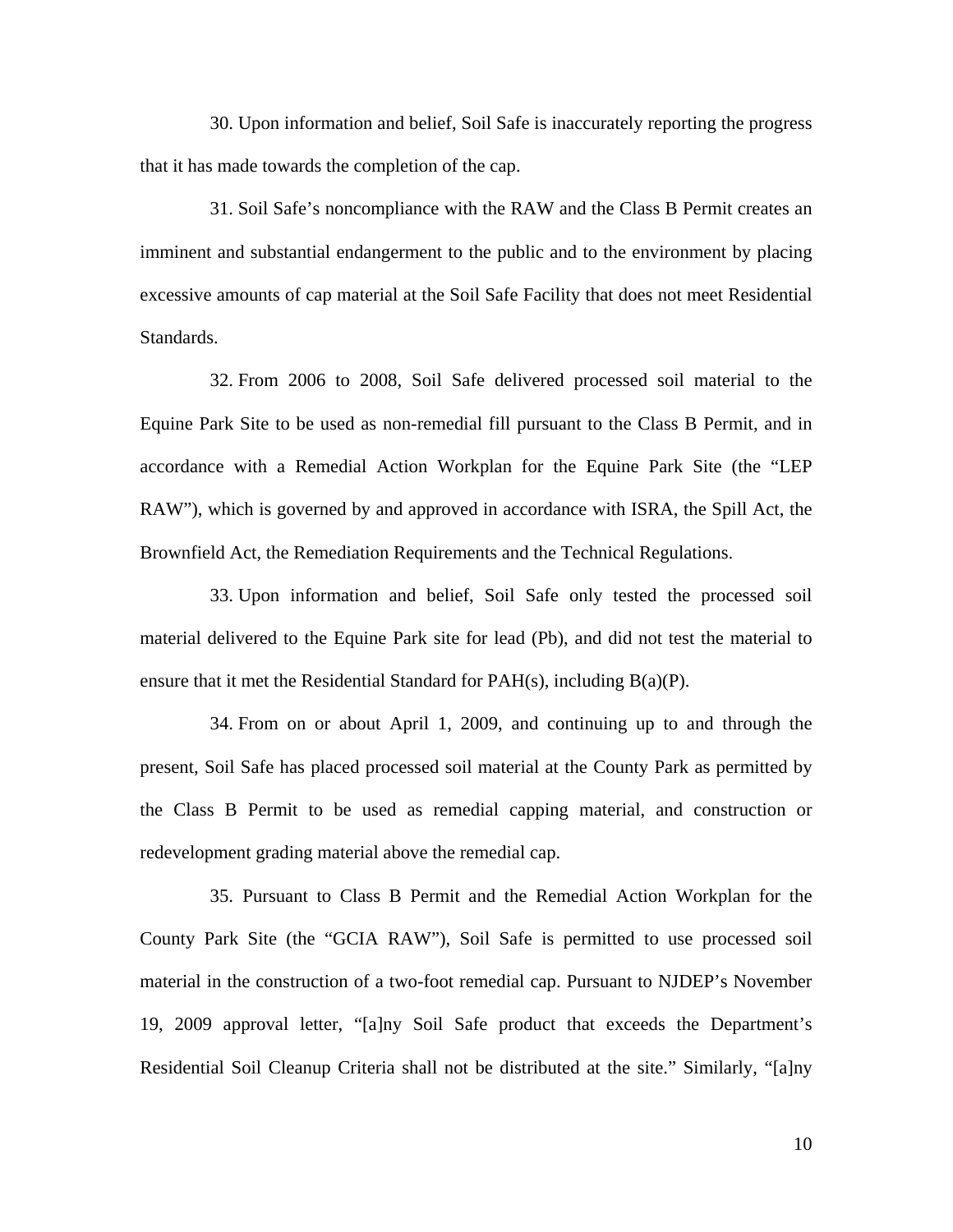30. Upon information and belief, Soil Safe is inaccurately reporting the progress that it has made towards the completion of the cap.

31. Soil Safe's noncompliance with the RAW and the Class B Permit creates an imminent and substantial endangerment to the public and to the environment by placing excessive amounts of cap material at the Soil Safe Facility that does not meet Residential Standards.

32. From 2006 to 2008, Soil Safe delivered processed soil material to the Equine Park Site to be used as non-remedial fill pursuant to the Class B Permit, and in accordance with a Remedial Action Workplan for the Equine Park Site (the "LEP RAW"), which is governed by and approved in accordance with ISRA, the Spill Act, the Brownfield Act, the Remediation Requirements and the Technical Regulations.

33. Upon information and belief, Soil Safe only tested the processed soil material delivered to the Equine Park site for lead (Pb), and did not test the material to ensure that it met the Residential Standard for PAH(s), including B(a)(P).

34. From on or about April 1, 2009, and continuing up to and through the present, Soil Safe has placed processed soil material at the County Park as permitted by the Class B Permit to be used as remedial capping material, and construction or redevelopment grading material above the remedial cap.

35. Pursuant to Class B Permit and the Remedial Action Workplan for the County Park Site (the "GCIA RAW"), Soil Safe is permitted to use processed soil material in the construction of a two-foot remedial cap. Pursuant to NJDEP's November 19, 2009 approval letter, "[a]ny Soil Safe product that exceeds the Department's Residential Soil Cleanup Criteria shall not be distributed at the site." Similarly, "[a]ny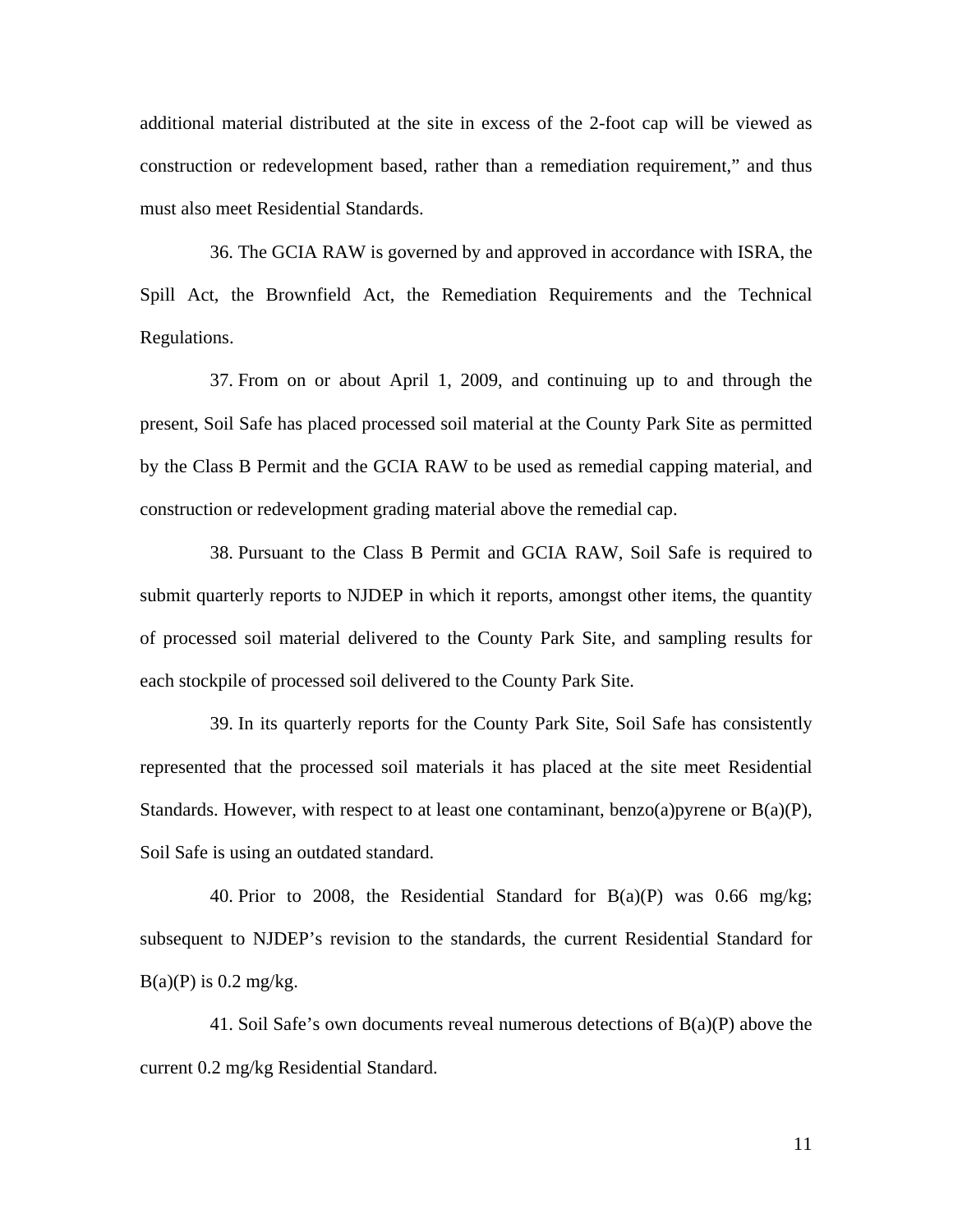additional material distributed at the site in excess of the 2-foot cap will be viewed as construction or redevelopment based, rather than a remediation requirement," and thus must also meet Residential Standards.

36. The GCIA RAW is governed by and approved in accordance with ISRA, the Spill Act, the Brownfield Act, the Remediation Requirements and the Technical Regulations.

37. From on or about April 1, 2009, and continuing up to and through the present, Soil Safe has placed processed soil material at the County Park Site as permitted by the Class B Permit and the GCIA RAW to be used as remedial capping material, and construction or redevelopment grading material above the remedial cap.

38. Pursuant to the Class B Permit and GCIA RAW, Soil Safe is required to submit quarterly reports to NJDEP in which it reports, amongst other items, the quantity of processed soil material delivered to the County Park Site, and sampling results for each stockpile of processed soil delivered to the County Park Site.

39. In its quarterly reports for the County Park Site, Soil Safe has consistently represented that the processed soil materials it has placed at the site meet Residential Standards. However, with respect to at least one contaminant, benzo(a)pyrene or B(a)(P), Soil Safe is using an outdated standard.

40. Prior to 2008, the Residential Standard for B(a)(P) was 0.66 mg/kg; subsequent to NJDEP's revision to the standards, the current Residential Standard for B(a)(P) is 0.2 mg/kg.

41. Soil Safe's own documents reveal numerous detections of B(a)(P) above the current 0.2 mg/kg Residential Standard.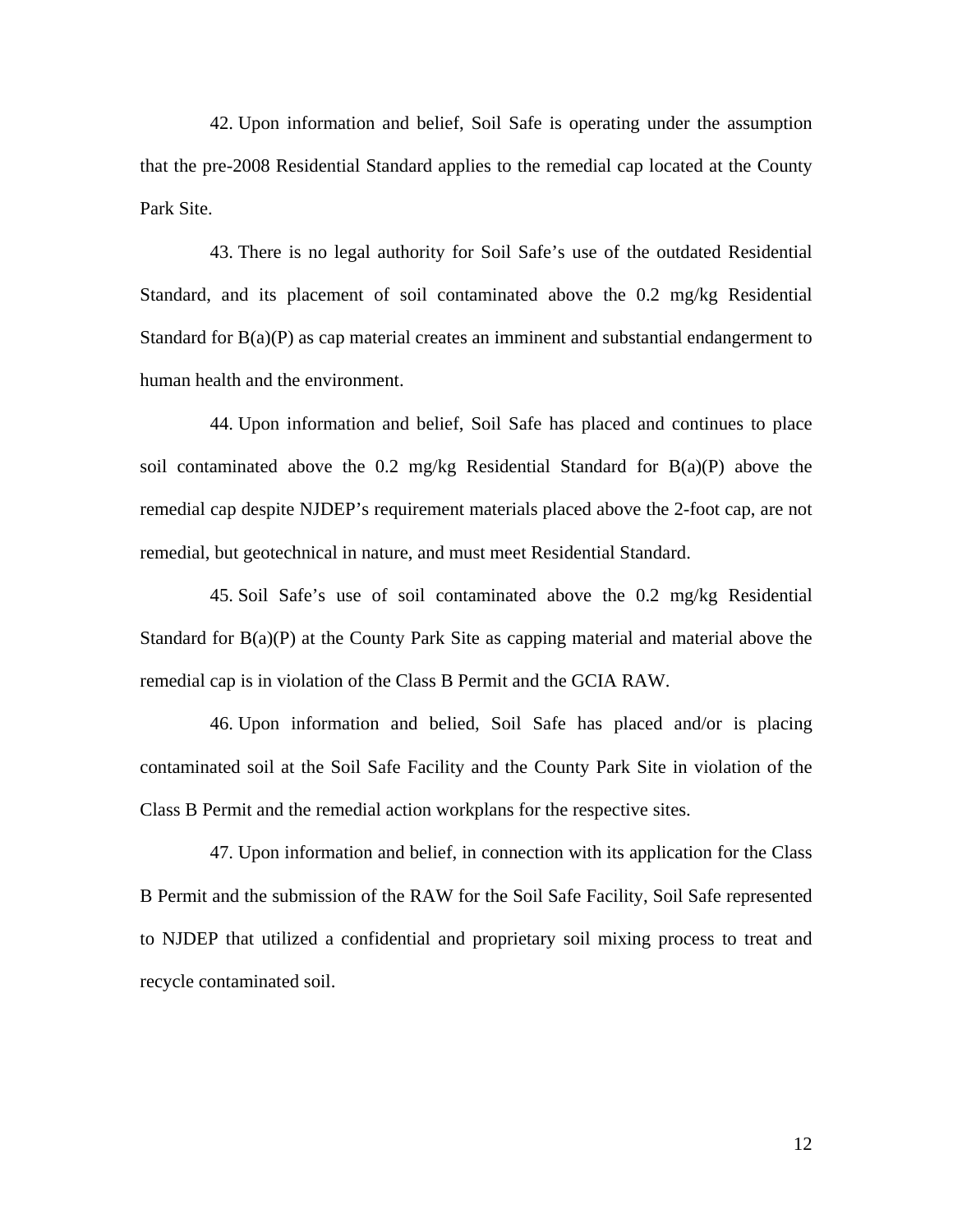42. Upon information and belief, Soil Safe is operating under the assumption that the pre-2008 Residential Standard applies to the remedial cap located at the County Park Site.

43. There is no legal authority for Soil Safe's use of the outdated Residential Standard, and its placement of soil contaminated above the 0.2 mg/kg Residential Standard for B(a)(P) as cap material creates an imminent and substantial endangerment to human health and the environment.

44. Upon information and belief, Soil Safe has placed and continues to place soil contaminated above the 0.2 mg/kg Residential Standard for B(a)(P) above the remedial cap despite NJDEP's requirement materials placed above the 2-foot cap, are not remedial, but geotechnical in nature, and must meet Residential Standard.

45. Soil Safe's use of soil contaminated above the 0.2 mg/kg Residential Standard for B(a)(P) at the County Park Site as capping material and material above the remedial cap is in violation of the Class B Permit and the GCIA RAW.

46. Upon information and belied, Soil Safe has placed and/or is placing contaminated soil at the Soil Safe Facility and the County Park Site in violation of the Class B Permit and the remedial action workplans for the respective sites.

47. Upon information and belief, in connection with its application for the Class B Permit and the submission of the RAW for the Soil Safe Facility, Soil Safe represented to NJDEP that utilized a confidential and proprietary soil mixing process to treat and recycle contaminated soil.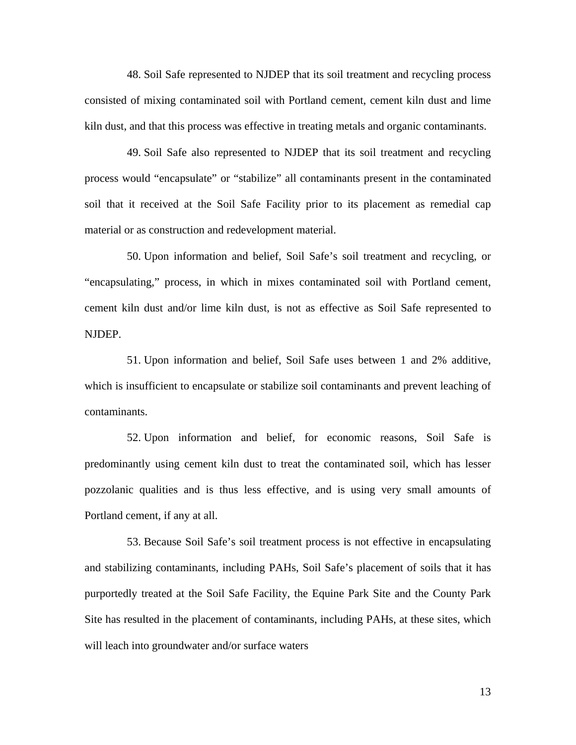48. Soil Safe represented to NJDEP that its soil treatment and recycling process consisted of mixing contaminated soil with Portland cement, cement kiln dust and lime kiln dust, and that this process was effective in treating metals and organic contaminants.

49. Soil Safe also represented to NJDEP that its soil treatment and recycling process would "encapsulate" or "stabilize" all contaminants present in the contaminated soil that it received at the Soil Safe Facility prior to its placement as remedial cap material or as construction and redevelopment material.

50. Upon information and belief, Soil Safe's soil treatment and recycling, or "encapsulating," process, in which in mixes contaminated soil with Portland cement, cement kiln dust and/or lime kiln dust, is not as effective as Soil Safe represented to NJDEP.

51. Upon information and belief, Soil Safe uses between 1 and 2% additive, which is insufficient to encapsulate or stabilize soil contaminants and prevent leaching of contaminants.

52. Upon information and belief, for economic reasons, Soil Safe is predominantly using cement kiln dust to treat the contaminated soil, which has lesser pozzolanic qualities and is thus less effective, and is using very small amounts of Portland cement, if any at all.

53. Because Soil Safe's soil treatment process is not effective in encapsulating and stabilizing contaminants, including PAHs, Soil Safe's placement of soils that it has purportedly treated at the Soil Safe Facility, the Equine Park Site and the County Park Site has resulted in the placement of contaminants, including PAHs, at these sites, which will leach into groundwater and/or surface waters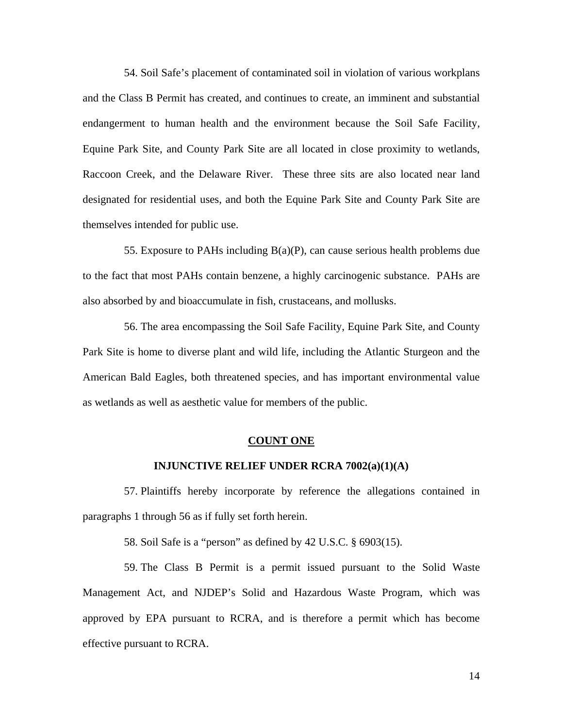54. Soil Safe's placement of contaminated soil in violation of various workplans and the Class B Permit has created, and continues to create, an imminent and substantial endangerment to human health and the environment because the Soil Safe Facility, Equine Park Site, and County Park Site are all located in close proximity to wetlands, Raccoon Creek, and the Delaware River. These three sits are also located near land designated for residential uses, and both the Equine Park Site and County Park Site are themselves intended for public use.

55. Exposure to PAHs including B(a)(P), can cause serious health problems due to the fact that most PAHs contain benzene, a highly carcinogenic substance. PAHs are also absorbed by and bioaccumulate in fish, crustaceans, and mollusks.

56. The area encompassing the Soil Safe Facility, Equine Park Site, and County Park Site is home to diverse plant and wild life, including the Atlantic Sturgeon and the American Bald Eagles, both threatened species, and has important environmental value as wetlands as well as aesthetic value for members of the public.

## COUNT ONE

### INJUNCTIVE RELIEF UNDER RCRA 7002(a)(1)(A)

57. Plaintiffs hereby incorporate by reference the allegations contained in paragraphs 1 through 56 as if fully set forth herein.

58. Soil Safe is a "person" as defined by 42 U.S.C. § 6903(15).

59. The Class B Permit is a permit issued pursuant to the Solid Waste Management Act, and NJDEP's Solid and Hazardous Waste Program, which was approved by EPA pursuant to RCRA, and is therefore a permit which has become effective pursuant to RCRA.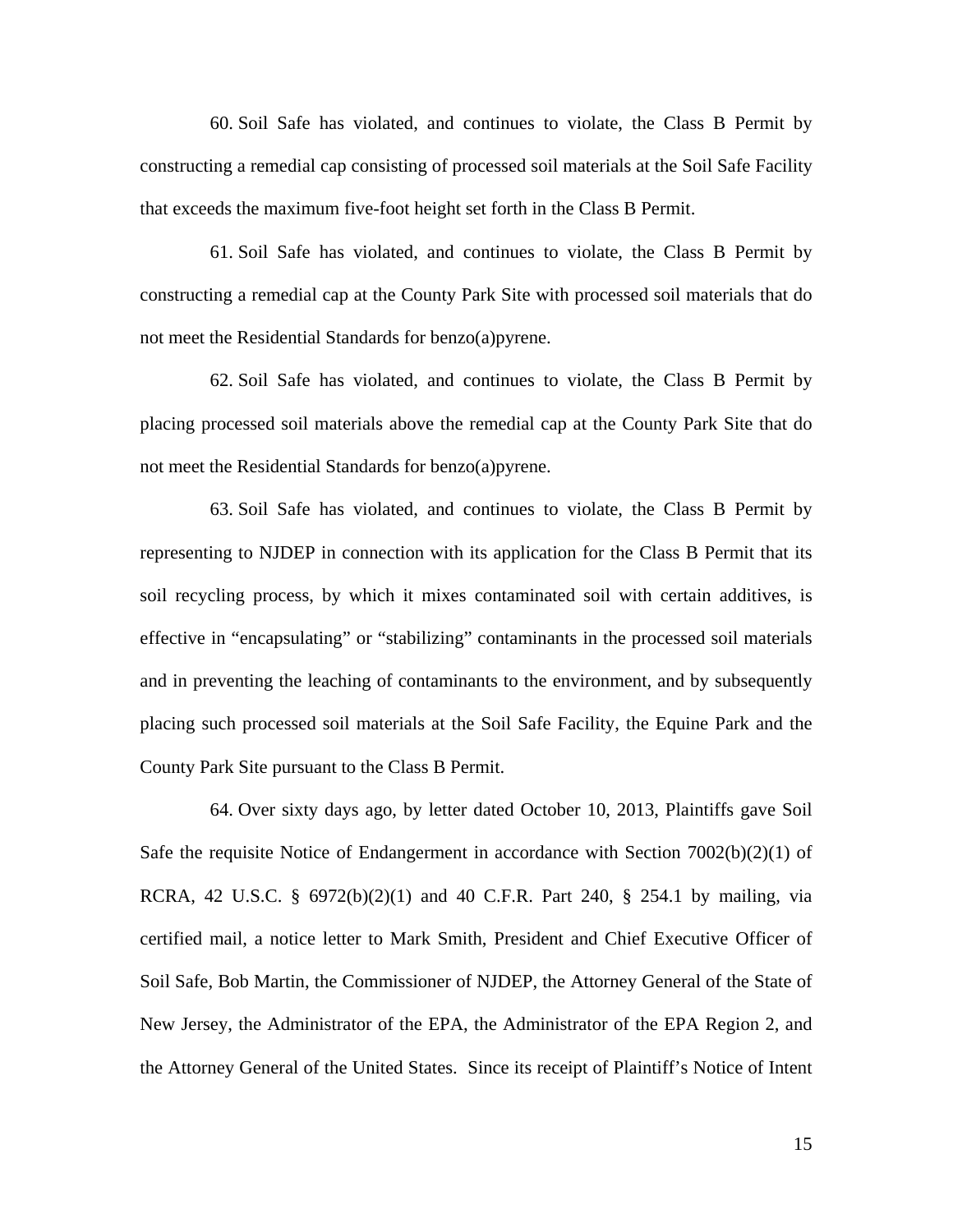60. Soil Safe has violated, and continues to violate, the Class B Permit by constructing a remedial cap consisting of processed soil materials at the Soil Safe Facility that exceeds the maximum five-foot height set forth in the Class B Permit.

61. Soil Safe has violated, and continues to violate, the Class B Permit by constructing a remedial cap at the County Park Site with processed soil materials that do not meet the Residential Standards for benzo(a)pyrene.

62. Soil Safe has violated, and continues to violate, the Class B Permit by placing processed soil materials above the remedial cap at the County Park Site that do not meet the Residential Standards for benzo(a)pyrene.

63. Soil Safe has violated, and continues to violate, the Class B Permit by representing to NJDEP in connection with its application for the Class B Permit that its soil recycling process, by which it mixes contaminated soil with certain additives, is effective in "encapsulating" or "stabilizing" contaminants in the processed soil materials and in preventing the leaching of contaminants to the environment, and by subsequently placing such processed soil materials at the Soil Safe Facility, the Equine Park and the County Park Site pursuant to the Class B Permit.

64. Over sixty days ago, by letter dated October 10, 2013, Plaintiffs gave Soil Safe the requisite Notice of Endangerment in accordance with Section 7002(b)(2)(1) of RCRA, 42 U.S.C. § 6972(b)(2)(1) and 40 C.F.R. Part 240, § 254.1 by mailing, via certified mail, a notice letter to Mark Smith, President and Chief Executive Officer of Soil Safe, Bob Martin, the Commissioner of NJDEP, the Attorney General of the State of New Jersey, the Administrator of the EPA, the Administrator of the EPA Region 2, and the Attorney General of the United States. Since its receipt of Plaintiff's Notice of Intent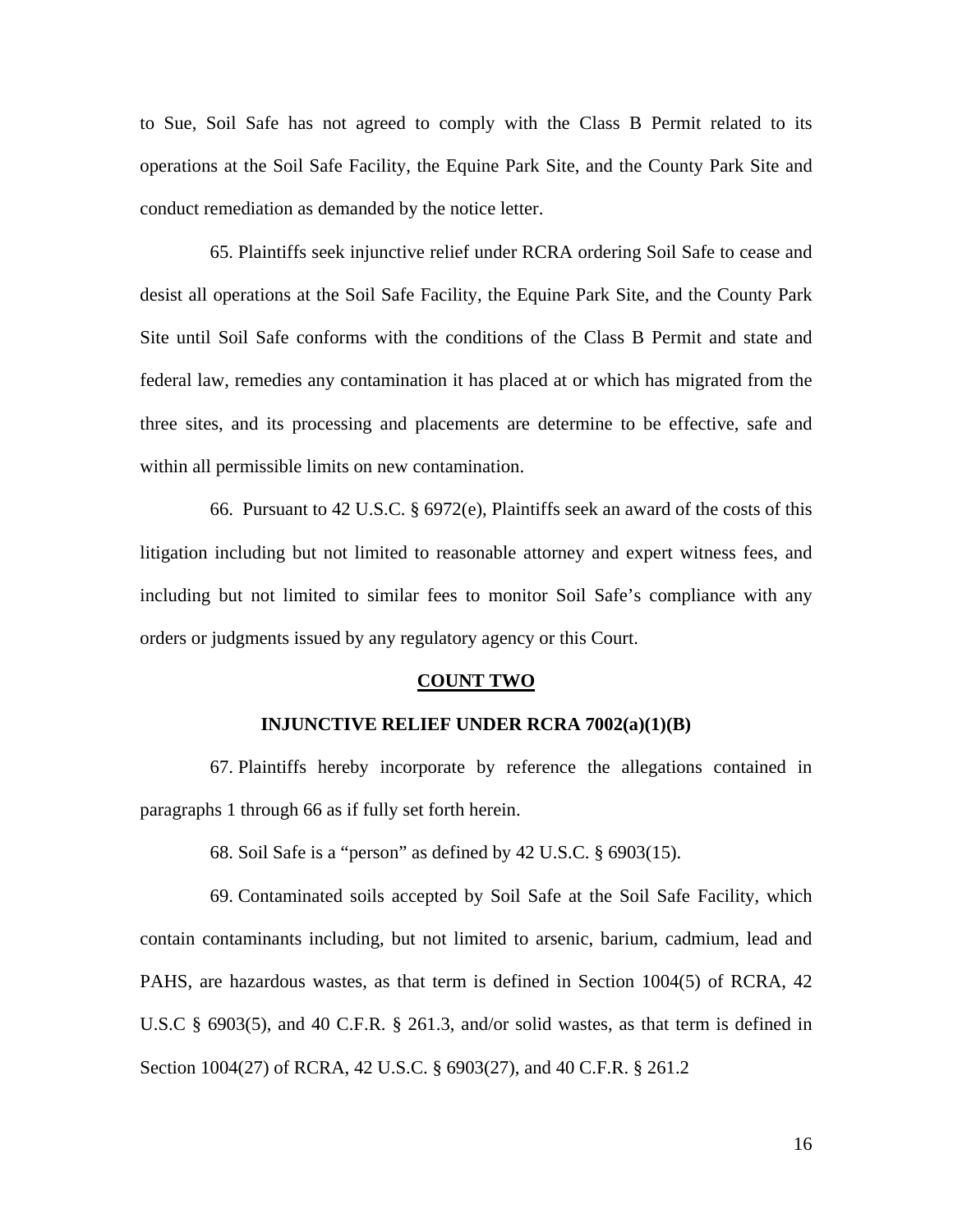to Sue, Soil Safe has not agreed to comply with the Class B Permit related to its operations at the Soil Safe Facility, the Equine Park Site, and the County Park Site and conduct remediation as demanded by the notice letter.

65. Plaintiffs seek injunctive relief under RCRA ordering Soil Safe to cease and desist all operations at the Soil Safe Facility, the Equine Park Site, and the County Park Site until Soil Safe conforms with the conditions of the Class B Permit and state and federal law, remedies any contamination it has placed at or which has migrated from the three sites, and its processing and placements are determine to be effective, safe and within all permissible limits on new contamination.

66. Pursuant to 42 U.S.C. § 6972(e), Plaintiffs seek an award of the costs of this litigation including but not limited to reasonable attorney and expert witness fees, and including but not limited to similar fees to monitor Soil Safe's compliance with any orders or judgments issued by any regulatory agency or this Court.

**COUNT TWO**

**INJUNCTIVE RELIEF UNDER RCRA 7002(a)(1)(B)**

67. Plaintiffs hereby incorporate by reference the allegations contained in paragraphs 1 through 66 as if fully set forth herein.

68. Soil Safe is a "person" as defined by 42 U.S.C. § 6903(15).

69. Contaminated soils accepted by Soil Safe at the Soil Safe Facility, which contain contaminants including, but not limited to arsenic, barium, cadmium, lead and PAHS, are hazardous wastes, as that term is defined in Section 1004(5) of RCRA, 42 U.S.C § 6903(5), and 40 C.F.R. § 261.3, and/or solid wastes, as that term is defined in Section 1004(27) of RCRA, 42 U.S.C. § 6903(27), and 40 C.F.R. § 261.2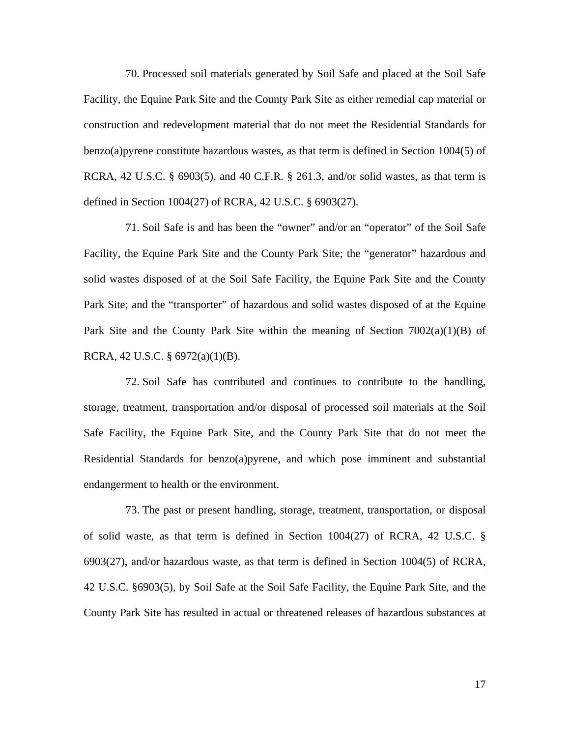70. Processed soil materials generated by Soil Safe and placed at the Soil Safe Facility, the Equine Park Site and the County Park Site as either remedial cap material or construction and redevelopment material that do not meet the Residential Standards for benzo(a)pyrene constitute hazardous wastes, as that term is defined in Section 1004(5) of RCRA, 42 U.S.C. § 6903(5), and 40 C.F.R. § 261.3, and/or solid wastes, as that term is defined in Section 1004(27) of RCRA, 42 U.S.C. § 6903(27).

71. Soil Safe is and has been the "owner" and/or an "operator" of the Soil Safe Facility, the Equine Park Site and the County Park Site; the "generator" hazardous and solid wastes disposed of at the Soil Safe Facility, the Equine Park Site and the County Park Site; and the "transporter" of hazardous and solid wastes disposed of at the Equine Park Site and the County Park Site within the meaning of Section 7002(a)(1)(B) of RCRA, 42 U.S.C. § 6972(a)(1)(B).

72. Soil Safe has contributed and continues to contribute to the handling, storage, treatment, transportation and/or disposal of processed soil materials at the Soil Safe Facility, the Equine Park Site, and the County Park Site that do not meet the Residential Standards for benzo(a)pyrene, and which pose imminent and substantial endangerment to health or the environment.

73. The past or present handling, storage, treatment, transportation, or disposal of solid waste, as that term is defined in Section 1004(27) of RCRA, 42 U.S.C. § 6903(27), and/or hazardous waste, as that term is defined in Section 1004(5) of RCRA, 42 U.S.C. §6903(5), by Soil Safe at the Soil Safe Facility, the Equine Park Site, and the County Park Site has resulted in actual or threatened releases of hazardous substances at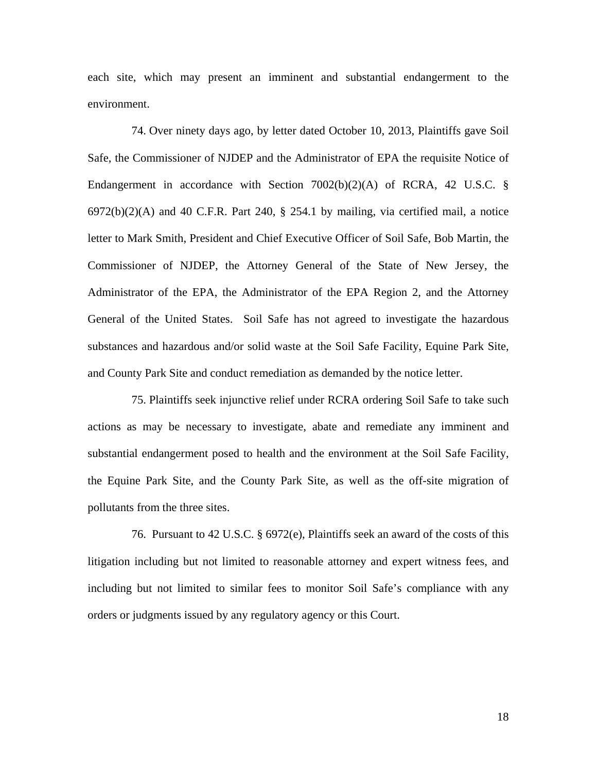each site, which may present an imminent and substantial endangerment to the environment.

74. Over ninety days ago, by letter dated October 10, 2013, Plaintiffs gave Soil Safe, the Commissioner of NJDEP and the Administrator of EPA the requisite Notice of Endangerment in accordance with Section 7002(b)(2)(A) of RCRA, 42 U.S.C. § 6972(b)(2)(A) and 40 C.F.R. Part 240, § 254.1 by mailing, via certified mail, a notice letter to Mark Smith, President and Chief Executive Officer of Soil Safe, Bob Martin, the Commissioner of NJDEP, the Attorney General of the State of New Jersey, the Administrator of the EPA, the Administrator of the EPA Region 2, and the Attorney General of the United States. Soil Safe has not agreed to investigate the hazardous substances and hazardous and/or solid waste at the Soil Safe Facility, Equine Park Site, and County Park Site and conduct remediation as demanded by the notice letter.

75. Plaintiffs seek injunctive relief under RCRA ordering Soil Safe to take such actions as may be necessary to investigate, abate and remediate any imminent and substantial endangerment posed to health and the environment at the Soil Safe Facility, the Equine Park Site, and the County Park Site, as well as the off-site migration of pollutants from the three sites.

76. Pursuant to 42 U.S.C. § 6972(e), Plaintiffs seek an award of the costs of this litigation including but not limited to reasonable attorney and expert witness fees, and including but not limited to similar fees to monitor Soil Safe's compliance with any orders or judgments issued by any regulatory agency or this Court.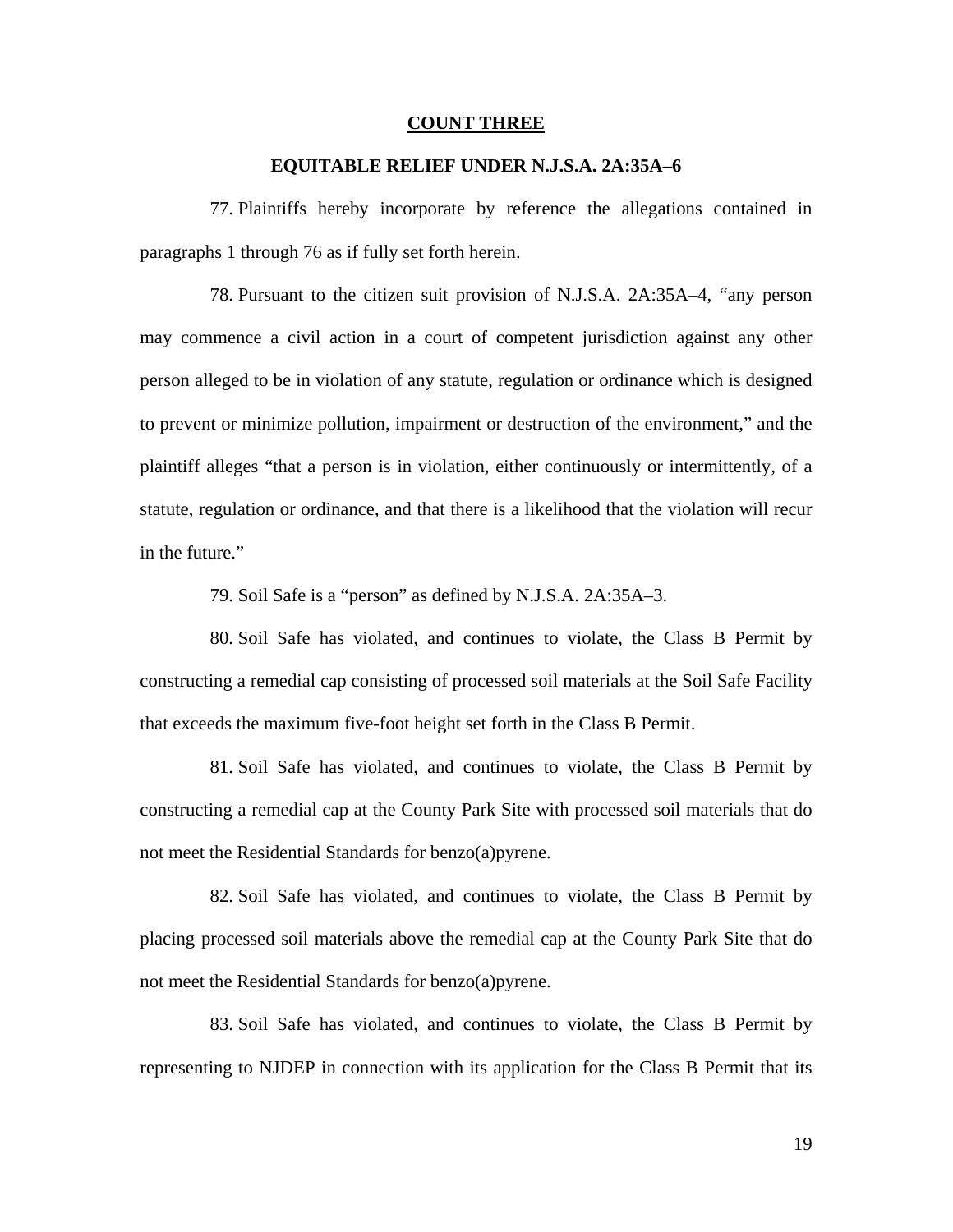**COUNT THREE**

**EQUITABLE RELIEF UNDER N.J.S.A. 2A:35A–6**

77. Plaintiffs hereby incorporate by reference the allegations contained in paragraphs 1 through 76 as if fully set forth herein.

78. Pursuant to the citizen suit provision of N.J.S.A. 2A:35A–4, "any person may commence a civil action in a court of competent jurisdiction against any other person alleged to be in violation of any statute, regulation or ordinance which is designed to prevent or minimize pollution, impairment or destruction of the environment," and the plaintiff alleges "that a person is in violation, either continuously or intermittently, of a statute, regulation or ordinance, and that there is a likelihood that the violation will recur in the future."

79. Soil Safe is a "person" as defined by N.J.S.A. 2A:35A–3.

80. Soil Safe has violated, and continues to violate, the Class B Permit by constructing a remedial cap consisting of processed soil materials at the Soil Safe Facility that exceeds the maximum five-foot height set forth in the Class B Permit.

81. Soil Safe has violated, and continues to violate, the Class B Permit by constructing a remedial cap at the County Park Site with processed soil materials that do not meet the Residential Standards for benzo(a)pyrene.

82. Soil Safe has violated, and continues to violate, the Class B Permit by placing processed soil materials above the remedial cap at the County Park Site that do not meet the Residential Standards for benzo(a)pyrene.

83. Soil Safe has violated, and continues to violate, the Class B Permit by representing to NJDEP in connection with its application for the Class B Permit that its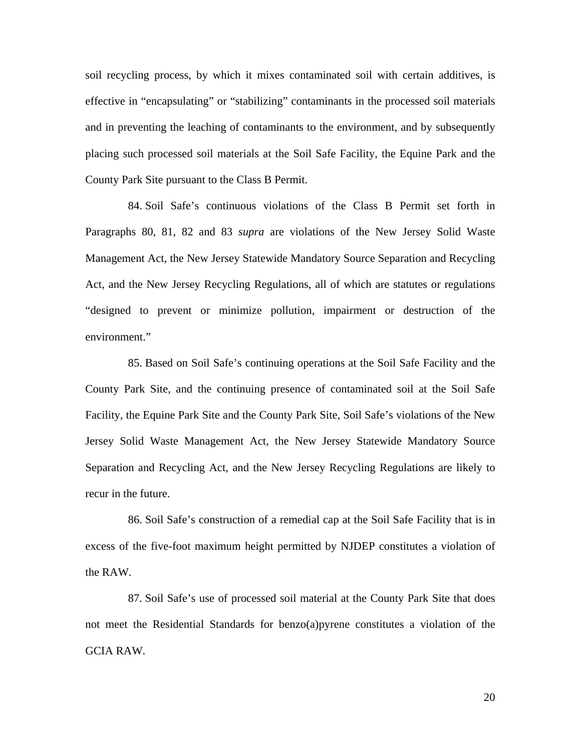soil recycling process, by which it mixes contaminated soil with certain additives, is effective in "encapsulating" or "stabilizing" contaminants in the processed soil materials and in preventing the leaching of contaminants to the environment, and by subsequently placing such processed soil materials at the Soil Safe Facility, the Equine Park and the County Park Site pursuant to the Class B Permit.

84. Soil Safe's continuous violations of the Class B Permit set forth in Paragraphs 80, 81, 82 and 83 *supra* are violations of the New Jersey Solid Waste Management Act, the New Jersey Statewide Mandatory Source Separation and Recycling Act, and the New Jersey Recycling Regulations, all of which are statutes or regulations "designed to prevent or minimize pollution, impairment or destruction of the environment."

85. Based on Soil Safe's continuing operations at the Soil Safe Facility and the County Park Site, and the continuing presence of contaminated soil at the Soil Safe Facility, the Equine Park Site and the County Park Site, Soil Safe's violations of the New Jersey Solid Waste Management Act, the New Jersey Statewide Mandatory Source Separation and Recycling Act, and the New Jersey Recycling Regulations are likely to recur in the future.

86. Soil Safe's construction of a remedial cap at the Soil Safe Facility that is in excess of the five-foot maximum height permitted by NJDEP constitutes a violation of the RAW.

87. Soil Safe's use of processed soil material at the County Park Site that does not meet the Residential Standards for benzo(a)pyrene constitutes a violation of the GCIA RAW.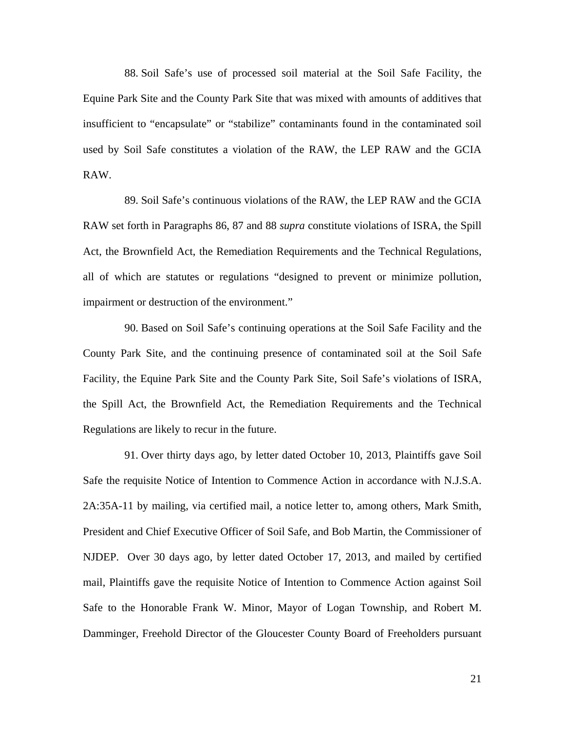88. Soil Safe's use of processed soil material at the Soil Safe Facility, the Equine Park Site and the County Park Site that was mixed with amounts of additives that insufficient to "encapsulate" or "stabilize" contaminants found in the contaminated soil used by Soil Safe constitutes a violation of the RAW, the LEP RAW and the GCIA RAW.

89. Soil Safe's continuous violations of the RAW, the LEP RAW and the GCIA RAW set forth in Paragraphs 86, 87 and 88 *supra* constitute violations of ISRA, the Spill Act, the Brownfield Act, the Remediation Requirements and the Technical Regulations, all of which are statutes or regulations "designed to prevent or minimize pollution, impairment or destruction of the environment."

90. Based on Soil Safe's continuing operations at the Soil Safe Facility and the County Park Site, and the continuing presence of contaminated soil at the Soil Safe Facility, the Equine Park Site and the County Park Site, Soil Safe's violations of ISRA, the Spill Act, the Brownfield Act, the Remediation Requirements and the Technical Regulations are likely to recur in the future.

91. Over thirty days ago, by letter dated October 10, 2013, Plaintiffs gave Soil Safe the requisite Notice of Intention to Commence Action in accordance with N.J.S.A. 2A:35A-11 by mailing, via certified mail, a notice letter to, among others, Mark Smith, President and Chief Executive Officer of Soil Safe, and Bob Martin, the Commissioner of NJDEP. Over 30 days ago, by letter dated October 17, 2013, and mailed by certified mail, Plaintiffs gave the requisite Notice of Intention to Commence Action against Soil Safe to the Honorable Frank W. Minor, Mayor of Logan Township, and Robert M. Damminger, Freehold Director of the Gloucester County Board of Freeholders pursuant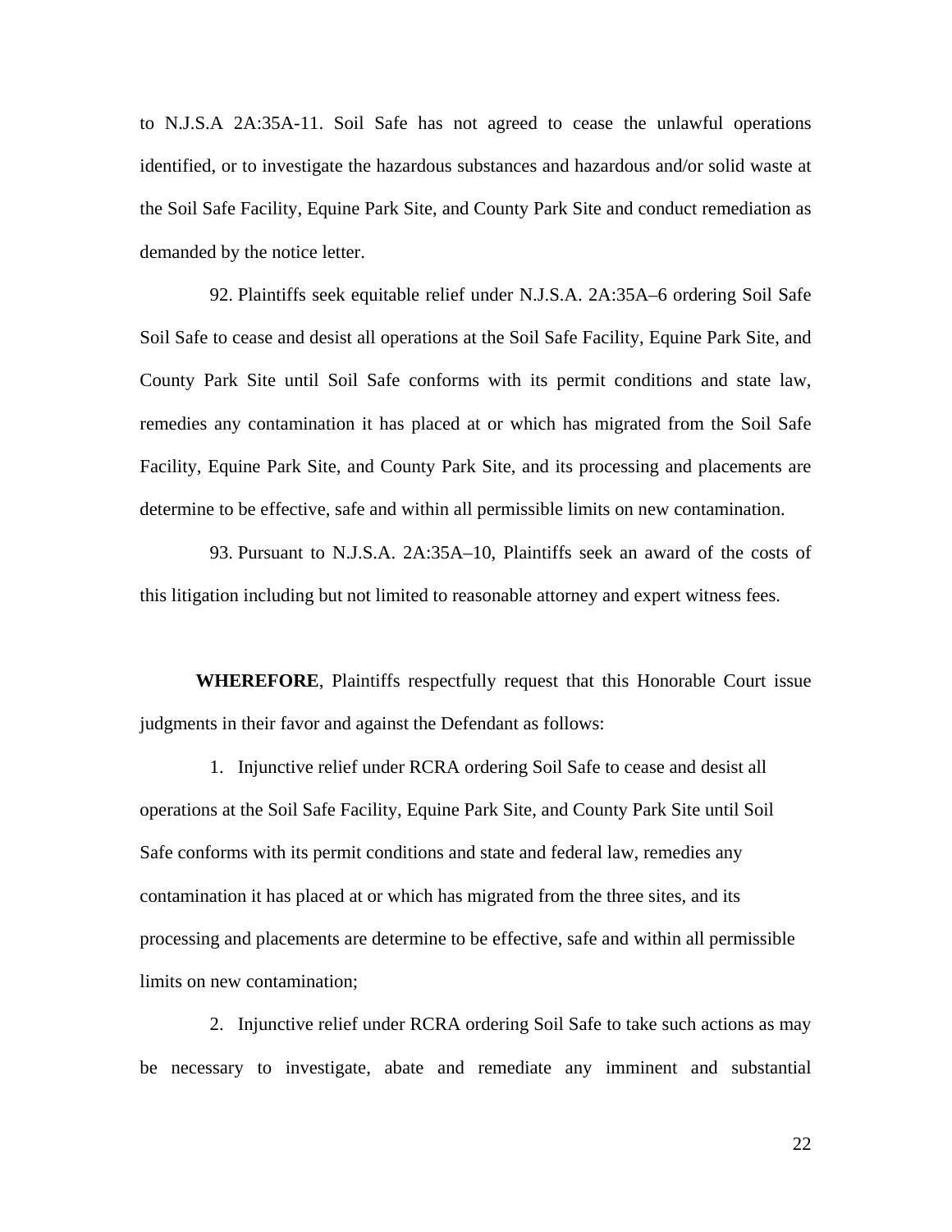to N.J.S.A 2A:35A-11. Soil Safe has not agreed to cease the unlawful operations identified, or to investigate the hazardous substances and hazardous and/or solid waste at the Soil Safe Facility, Equine Park Site, and County Park Site and conduct remediation as demanded by the notice letter.

92. Plaintiffs seek equitable relief under N.J.S.A. 2A:35A–6 ordering Soil Safe Soil Safe to cease and desist all operations at the Soil Safe Facility, Equine Park Site, and County Park Site until Soil Safe conforms with its permit conditions and state law, remedies any contamination it has placed at or which has migrated from the Soil Safe Facility, Equine Park Site, and County Park Site, and its processing and placements are determine to be effective, safe and within all permissible limits on new contamination.

93. Pursuant to N.J.S.A. 2A:35A–10, Plaintiffs seek an award of the costs of this litigation including but not limited to reasonable attorney and expert witness fees.

**WHEREFORE**, Plaintiffs respectfully request that this Honorable Court issue judgments in their favor and against the Defendant as follows:

1. Injunctive relief under RCRA ordering Soil Safe to cease and desist all operations at the Soil Safe Facility, Equine Park Site, and County Park Site until Soil Safe conforms with its permit conditions and state and federal law, remedies any contamination it has placed at or which has migrated from the three sites, and its processing and placements are determine to be effective, safe and within all permissible limits on new contamination;

2. Injunctive relief under RCRA ordering Soil Safe to take such actions as may be necessary to investigate, abate and remediate any imminent and substantial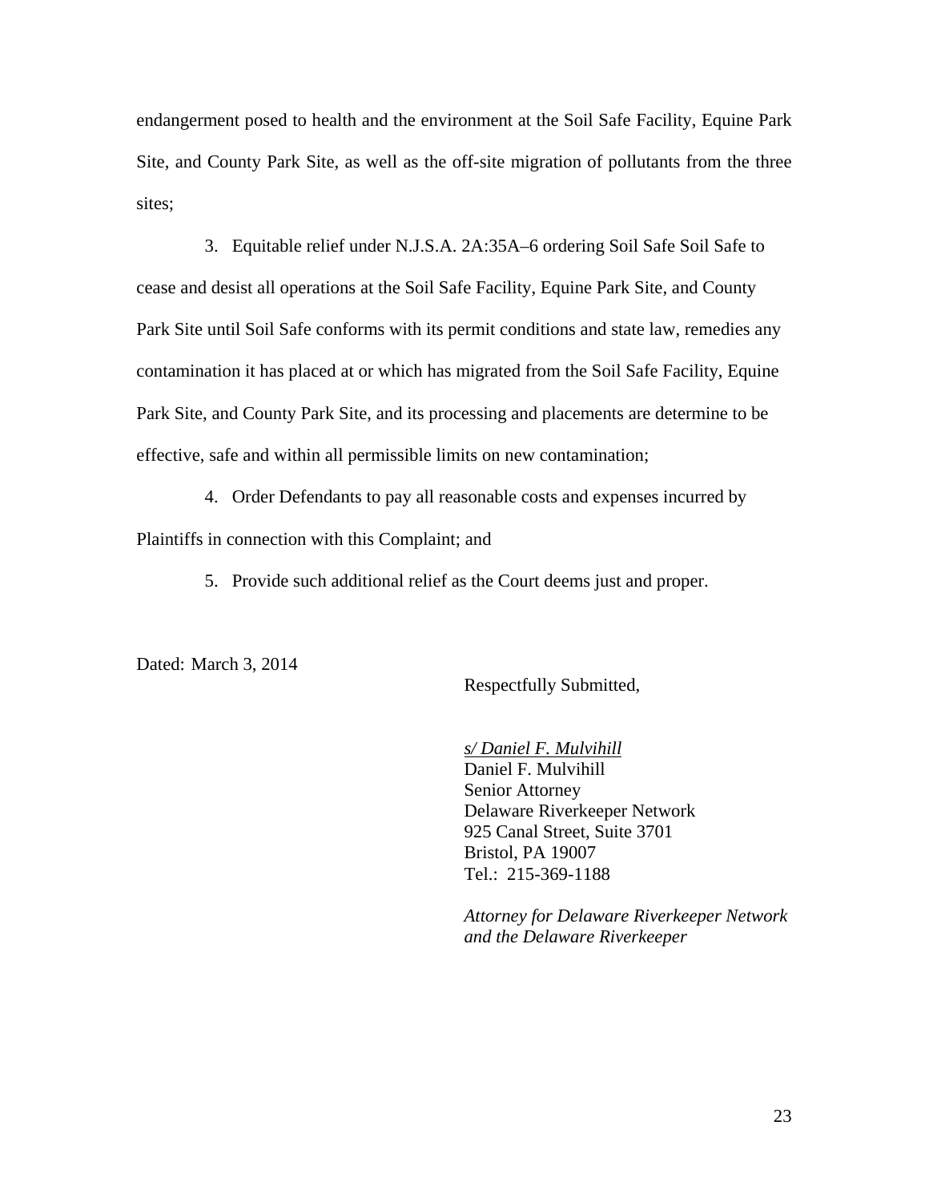endangerment posed to health and the environment at the Soil Safe Facility, Equine Park Site, and County Park Site, as well as the off-site migration of pollutants from the three sites;

3. Equitable relief under N.J.S.A. 2A:35A–6 ordering Soil Safe Soil Safe to cease and desist all operations at the Soil Safe Facility, Equine Park Site, and County Park Site until Soil Safe conforms with its permit conditions and state law, remedies any contamination it has placed at or which has migrated from the Soil Safe Facility, Equine Park Site, and County Park Site, and its processing and placements are determine to be effective, safe and within all permissible limits on new contamination;

4. Order Defendants to pay all reasonable costs and expenses incurred by Plaintiffs in connection with this Complaint; and

5. Provide such additional relief as the Court deems just and proper.

Dated: March 3, 2014

Respectfully Submitted,

*s/ Daniel F. Mulvihill*
Daniel F. Mulvihill
Senior Attorney
Delaware Riverkeeper Network
925 Canal Street, Suite 3701
Bristol, PA 19007
Tel.: 215-369-1188

*Attorney for Delaware Riverkeeper Network and the Delaware Riverkeeper*